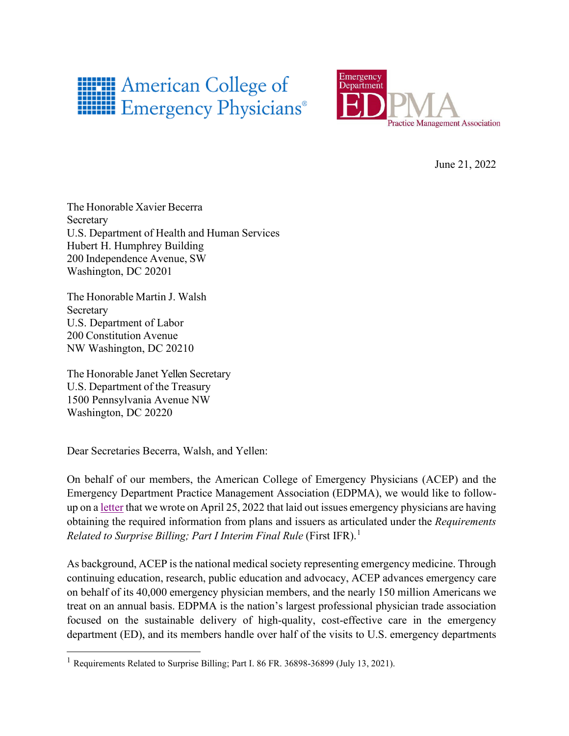American College of Emergency Physicians®

Emergency Department Practice Management Association (EDPMA)

June 21, 2022

The Honorable Xavier Becerra
Secretary
U.S. Department of Health and Human Services
Hubert H. Humphrey Building
200 Independence Avenue, SW
Washington, DC 20201

The Honorable Martin J. Walsh
Secretary
U.S. Department of Labor
200 Constitution Avenue
NW Washington, DC 20210

The Honorable Janet Yellen Secretary
U.S. Department of the Treasury
1500 Pennsylvania Avenue NW
Washington, DC 20220

Dear Secretaries Becerra, Walsh, and Yellen:

On behalf of our members, the American College of Emergency Physicians (ACEP) and the Emergency Department Practice Management Association (EDPMA), we would like to follow-up on a letter that we wrote on April 25, 2022 that laid out issues emergency physicians are having obtaining the required information from plans and issuers as articulated under the *Requirements Related to Surprise Billing; Part I Interim Final Rule* (First IFR).[1]

As background, ACEP is the national medical society representing emergency medicine. Through continuing education, research, public education and advocacy, ACEP advances emergency care on behalf of its 40,000 emergency physician members, and the nearly 150 million Americans we treat on an annual basis. EDPMA is the nation's largest professional physician trade association focused on the sustainable delivery of high-quality, cost-effective care in the emergency department (ED), and its members handle over half of the visits to U.S. emergency departments

[1] Requirements Related to Surprise Billing; Part I. 86 FR. 36898-36899 (July 13, 2021).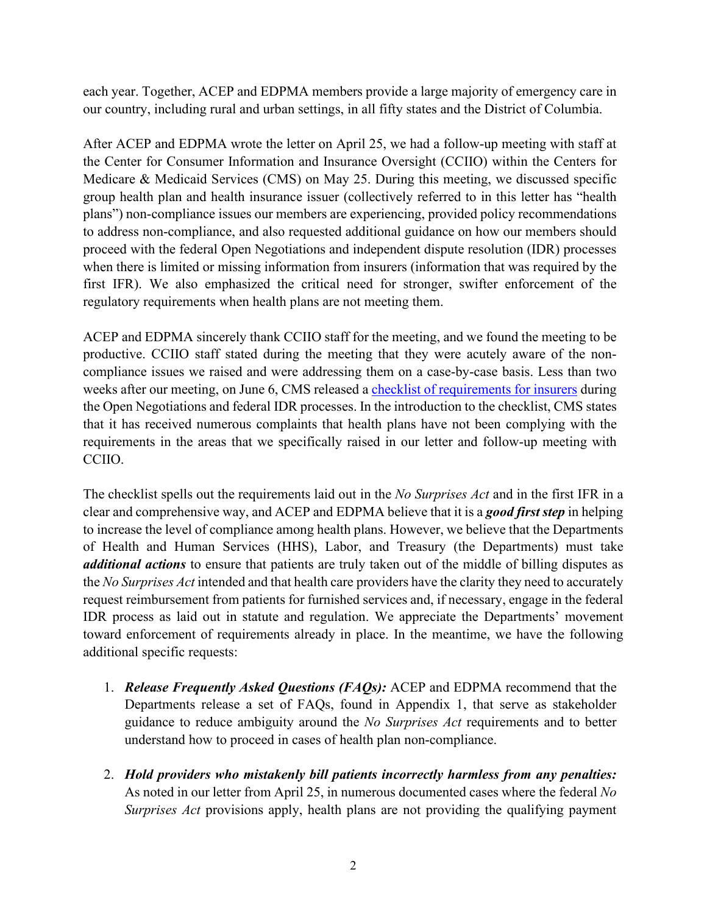each year. Together, ACEP and EDPMA members provide a large majority of emergency care in our country, including rural and urban settings, in all fifty states and the District of Columbia.

After ACEP and EDPMA wrote the letter on April 25, we had a follow-up meeting with staff at the Center for Consumer Information and Insurance Oversight (CCIIO) within the Centers for Medicare & Medicaid Services (CMS) on May 25. During this meeting, we discussed specific group health plan and health insurance issuer (collectively referred to in this letter has "health plans") non-compliance issues our members are experiencing, provided policy recommendations to address non-compliance, and also requested additional guidance on how our members should proceed with the federal Open Negotiations and independent dispute resolution (IDR) processes when there is limited or missing information from insurers (information that was required by the first IFR). We also emphasized the critical need for stronger, swifter enforcement of the regulatory requirements when health plans are not meeting them.

ACEP and EDPMA sincerely thank CCIIO staff for the meeting, and we found the meeting to be productive. CCIIO staff stated during the meeting that they were acutely aware of the non-compliance issues we raised and were addressing them on a case-by-case basis. Less than two weeks after our meeting, on June 6, CMS released a checklist of requirements for insurers during the Open Negotiations and federal IDR processes. In the introduction to the checklist, CMS states that it has received numerous complaints that health plans have not been complying with the requirements in the areas that we specifically raised in our letter and follow-up meeting with CCIIO.

The checklist spells out the requirements laid out in the *No Surprises Act* and in the first IFR in a clear and comprehensive way, and ACEP and EDPMA believe that it is a ***good first step*** in helping to increase the level of compliance among health plans. However, we believe that the Departments of Health and Human Services (HHS), Labor, and Treasury (the Departments) must take ***additional actions*** to ensure that patients are truly taken out of the middle of billing disputes as the *No Surprises Act* intended and that health care providers have the clarity they need to accurately request reimbursement from patients for furnished services and, if necessary, engage in the federal IDR process as laid out in statute and regulation. We appreciate the Departments' movement toward enforcement of requirements already in place. In the meantime, we have the following additional specific requests:

1. ***Release Frequently Asked Questions (FAQs):*** ACEP and EDPMA recommend that the Departments release a set of FAQs, found in Appendix 1, that serve as stakeholder guidance to reduce ambiguity around the *No Surprises Act* requirements and to better understand how to proceed in cases of health plan non-compliance.

2. ***Hold providers who mistakenly bill patients incorrectly harmless from any penalties:*** As noted in our letter from April 25, in numerous documented cases where the federal *No Surprises Act* provisions apply, health plans are not providing the qualifying payment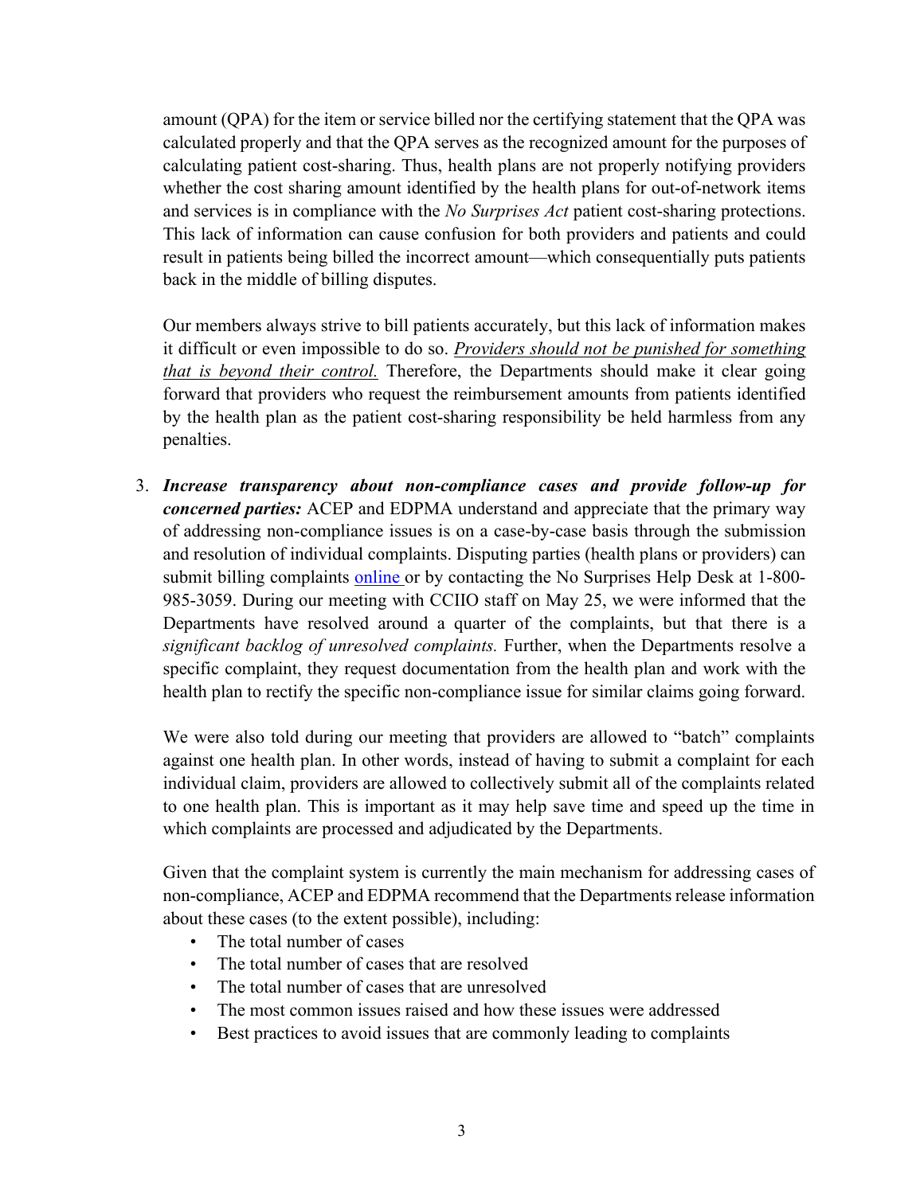amount (QPA) for the item or service billed nor the certifying statement that the QPA was calculated properly and that the QPA serves as the recognized amount for the purposes of calculating patient cost-sharing. Thus, health plans are not properly notifying providers whether the cost sharing amount identified by the health plans for out-of-network items and services is in compliance with the *No Surprises Act* patient cost-sharing protections. This lack of information can cause confusion for both providers and patients and could result in patients being billed the incorrect amount—which consequentially puts patients back in the middle of billing disputes.

Our members always strive to bill patients accurately, but this lack of information makes it difficult or even impossible to do so. *Providers should not be punished for something that is beyond their control.* Therefore, the Departments should make it clear going forward that providers who request the reimbursement amounts from patients identified by the health plan as the patient cost-sharing responsibility be held harmless from any penalties.

3. ***Increase transparency about non-compliance cases and provide follow-up for concerned parties:*** ACEP and EDPMA understand and appreciate that the primary way of addressing non-compliance issues is on a case-by-case basis through the submission and resolution of individual complaints. Disputing parties (health plans or providers) can submit billing complaints online or by contacting the No Surprises Help Desk at 1-800-985-3059. During our meeting with CCIIO staff on May 25, we were informed that the Departments have resolved around a quarter of the complaints, but that there is a *significant backlog of unresolved complaints.* Further, when the Departments resolve a specific complaint, they request documentation from the health plan and work with the health plan to rectify the specific non-compliance issue for similar claims going forward.

   We were also told during our meeting that providers are allowed to "batch" complaints against one health plan. In other words, instead of having to submit a complaint for each individual claim, providers are allowed to collectively submit all of the complaints related to one health plan. This is important as it may help save time and speed up the time in which complaints are processed and adjudicated by the Departments.

   Given that the complaint system is currently the main mechanism for addressing cases of non-compliance, ACEP and EDPMA recommend that the Departments release information about these cases (to the extent possible), including:

   - The total number of cases
   - The total number of cases that are resolved
   - The total number of cases that are unresolved
   - The most common issues raised and how these issues were addressed
   - Best practices to avoid issues that are commonly leading to complaints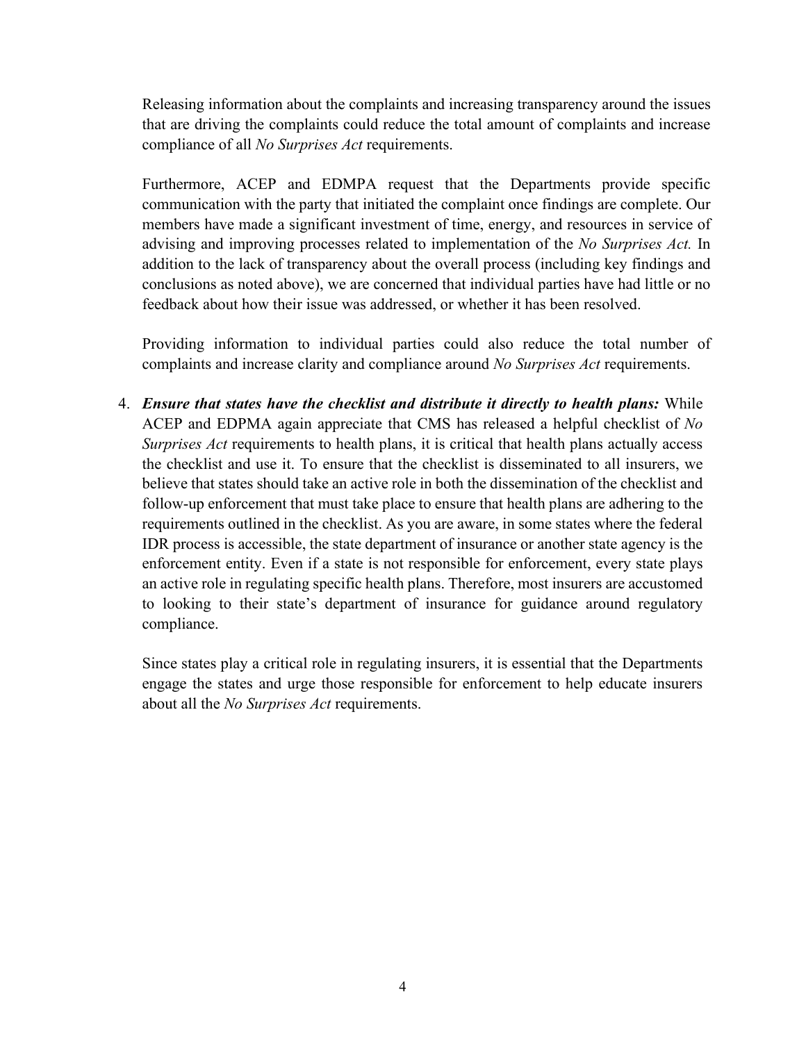Releasing information about the complaints and increasing transparency around the issues that are driving the complaints could reduce the total amount of complaints and increase compliance of all *No Surprises Act* requirements.

Furthermore, ACEP and EDMPA request that the Departments provide specific communication with the party that initiated the complaint once findings are complete. Our members have made a significant investment of time, energy, and resources in service of advising and improving processes related to implementation of the *No Surprises Act.* In addition to the lack of transparency about the overall process (including key findings and conclusions as noted above), we are concerned that individual parties have had little or no feedback about how their issue was addressed, or whether it has been resolved.

Providing information to individual parties could also reduce the total number of complaints and increase clarity and compliance around *No Surprises Act* requirements.

4. ***Ensure that states have the checklist and distribute it directly to health plans:*** While ACEP and EDPMA again appreciate that CMS has released a helpful checklist of *No Surprises Act* requirements to health plans, it is critical that health plans actually access the checklist and use it. To ensure that the checklist is disseminated to all insurers, we believe that states should take an active role in both the dissemination of the checklist and follow-up enforcement that must take place to ensure that health plans are adhering to the requirements outlined in the checklist. As you are aware, in some states where the federal IDR process is accessible, the state department of insurance or another state agency is the enforcement entity. Even if a state is not responsible for enforcement, every state plays an active role in regulating specific health plans. Therefore, most insurers are accustomed to looking to their state's department of insurance for guidance around regulatory compliance.

   Since states play a critical role in regulating insurers, it is essential that the Departments engage the states and urge those responsible for enforcement to help educate insurers about all the *No Surprises Act* requirements.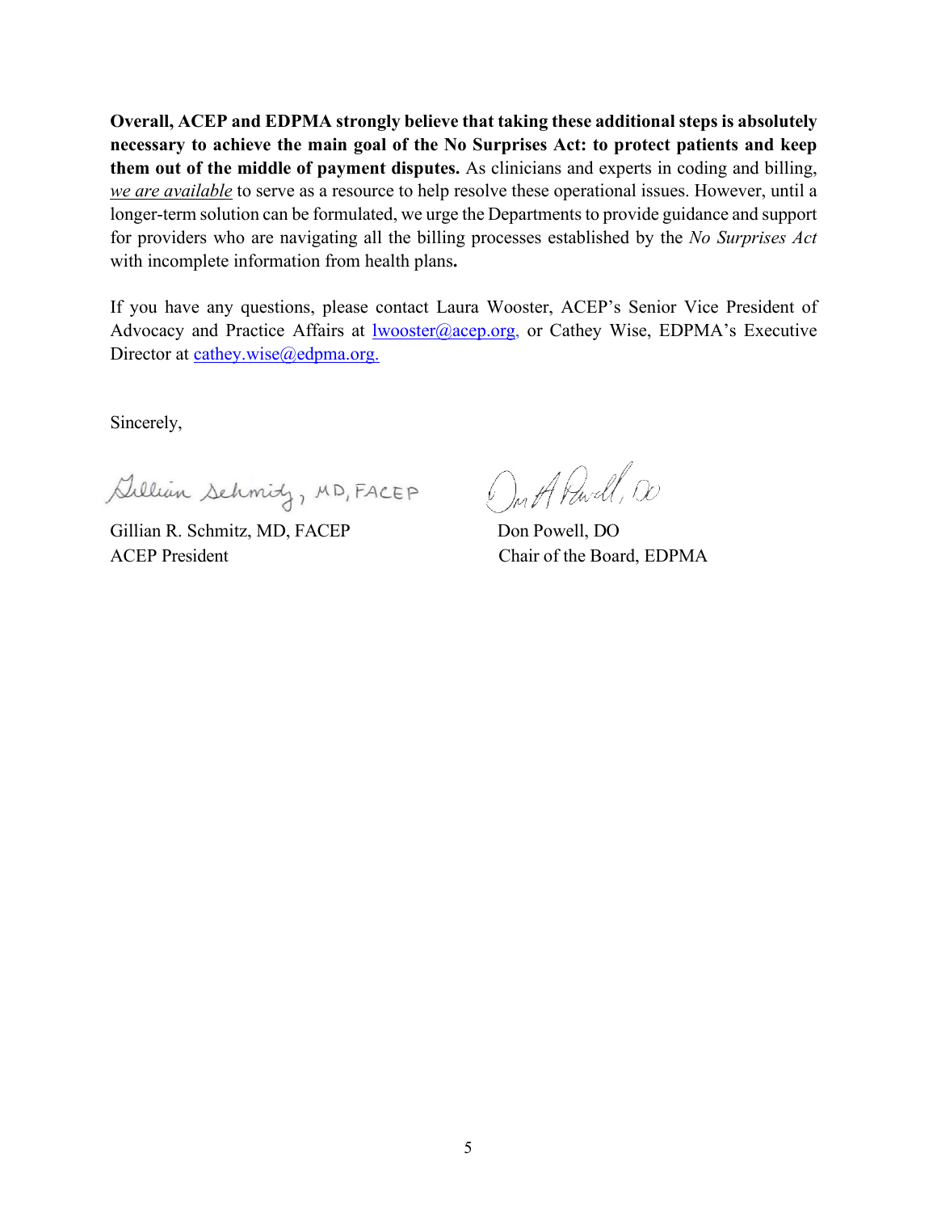**Overall, ACEP and EDPMA strongly believe that taking these additional steps is absolutely necessary to achieve the main goal of the No Surprises Act: to protect patients and keep them out of the middle of payment disputes.** As clinicians and experts in coding and billing, *we are available* to serve as a resource to help resolve these operational issues. However, until a longer-term solution can be formulated, we urge the Departments to provide guidance and support for providers who are navigating all the billing processes established by the *No Surprises Act* with incomplete information from health plans**.**

If you have any questions, please contact Laura Wooster, ACEP's Senior Vice President of Advocacy and Practice Affairs at lwooster@acep.org, or Cathey Wise, EDPMA's Executive Director at cathey.wise@edpma.org.

Sincerely,

Gillian R. Schmitz, MD, FACEP
ACEP President

Don Powell, DO
Chair of the Board, EDPMA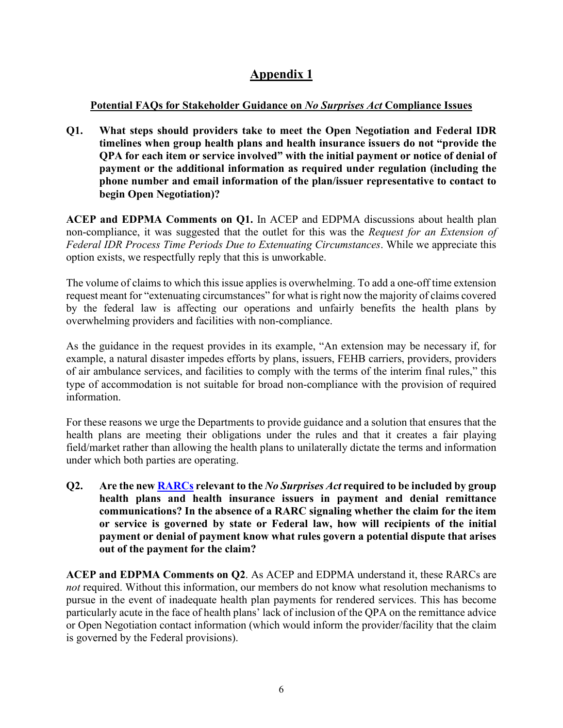# Appendix 1

## Potential FAQs for Stakeholder Guidance on *No Surprises Act* Compliance Issues

**Q1. What steps should providers take to meet the Open Negotiation and Federal IDR timelines when group health plans and health insurance issuers do not "provide the QPA for each item or service involved" with the initial payment or notice of denial of payment or the additional information as required under regulation (including the phone number and email information of the plan/issuer representative to contact to begin Open Negotiation)?**

**ACEP and EDPMA Comments on Q1.** In ACEP and EDPMA discussions about health plan non-compliance, it was suggested that the outlet for this was the *Request for an Extension of Federal IDR Process Time Periods Due to Extenuating Circumstances*. While we appreciate this option exists, we respectfully reply that this is unworkable.

The volume of claims to which this issue applies is overwhelming. To add a one-off time extension request meant for "extenuating circumstances" for what is right now the majority of claims covered by the federal law is affecting our operations and unfairly benefits the health plans by overwhelming providers and facilities with non-compliance.

As the guidance in the request provides in its example, "An extension may be necessary if, for example, a natural disaster impedes efforts by plans, issuers, FEHB carriers, providers, providers of air ambulance services, and facilities to comply with the terms of the interim final rules," this type of accommodation is not suitable for broad non-compliance with the provision of required information.

For these reasons we urge the Departments to provide guidance and a solution that ensures that the health plans are meeting their obligations under the rules and that it creates a fair playing field/market rather than allowing the health plans to unilaterally dictate the terms and information under which both parties are operating.

**Q2. Are the new RARCs relevant to the *No Surprises Act* required to be included by group health plans and health insurance issuers in payment and denial remittance communications? In the absence of a RARC signaling whether the claim for the item or service is governed by state or Federal law, how will recipients of the initial payment or denial of payment know what rules govern a potential dispute that arises out of the payment for the claim?**

**ACEP and EDPMA Comments on Q2**. As ACEP and EDPMA understand it, these RARCs are *not* required. Without this information, our members do not know what resolution mechanisms to pursue in the event of inadequate health plan payments for rendered services. This has become particularly acute in the face of health plans' lack of inclusion of the QPA on the remittance advice or Open Negotiation contact information (which would inform the provider/facility that the claim is governed by the Federal provisions).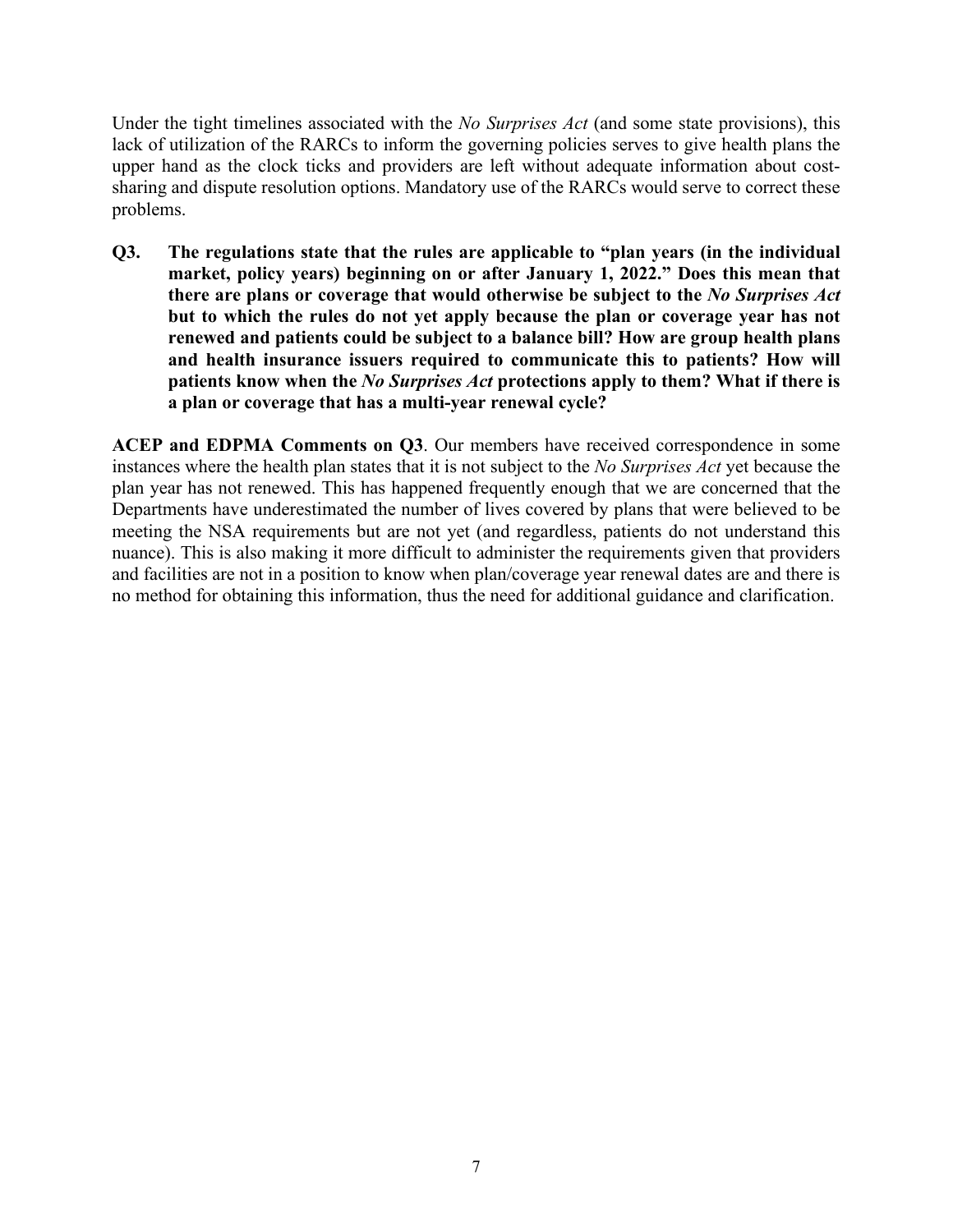Under the tight timelines associated with the *No Surprises Act* (and some state provisions), this lack of utilization of the RARCs to inform the governing policies serves to give health plans the upper hand as the clock ticks and providers are left without adequate information about cost-sharing and dispute resolution options. Mandatory use of the RARCs would serve to correct these problems.

**Q3. The regulations state that the rules are applicable to "plan years (in the individual market, policy years) beginning on or after January 1, 2022." Does this mean that there are plans or coverage that would otherwise be subject to the *No Surprises Act* but to which the rules do not yet apply because the plan or coverage year has not renewed and patients could be subject to a balance bill? How are group health plans and health insurance issuers required to communicate this to patients? How will patients know when the *No Surprises Act* protections apply to them? What if there is a plan or coverage that has a multi-year renewal cycle?**

**ACEP and EDPMA Comments on Q3**. Our members have received correspondence in some instances where the health plan states that it is not subject to the *No Surprises Act* yet because the plan year has not renewed. This has happened frequently enough that we are concerned that the Departments have underestimated the number of lives covered by plans that were believed to be meeting the NSA requirements but are not yet (and regardless, patients do not understand this nuance). This is also making it more difficult to administer the requirements given that providers and facilities are not in a position to know when plan/coverage year renewal dates are and there is no method for obtaining this information, thus the need for additional guidance and clarification.